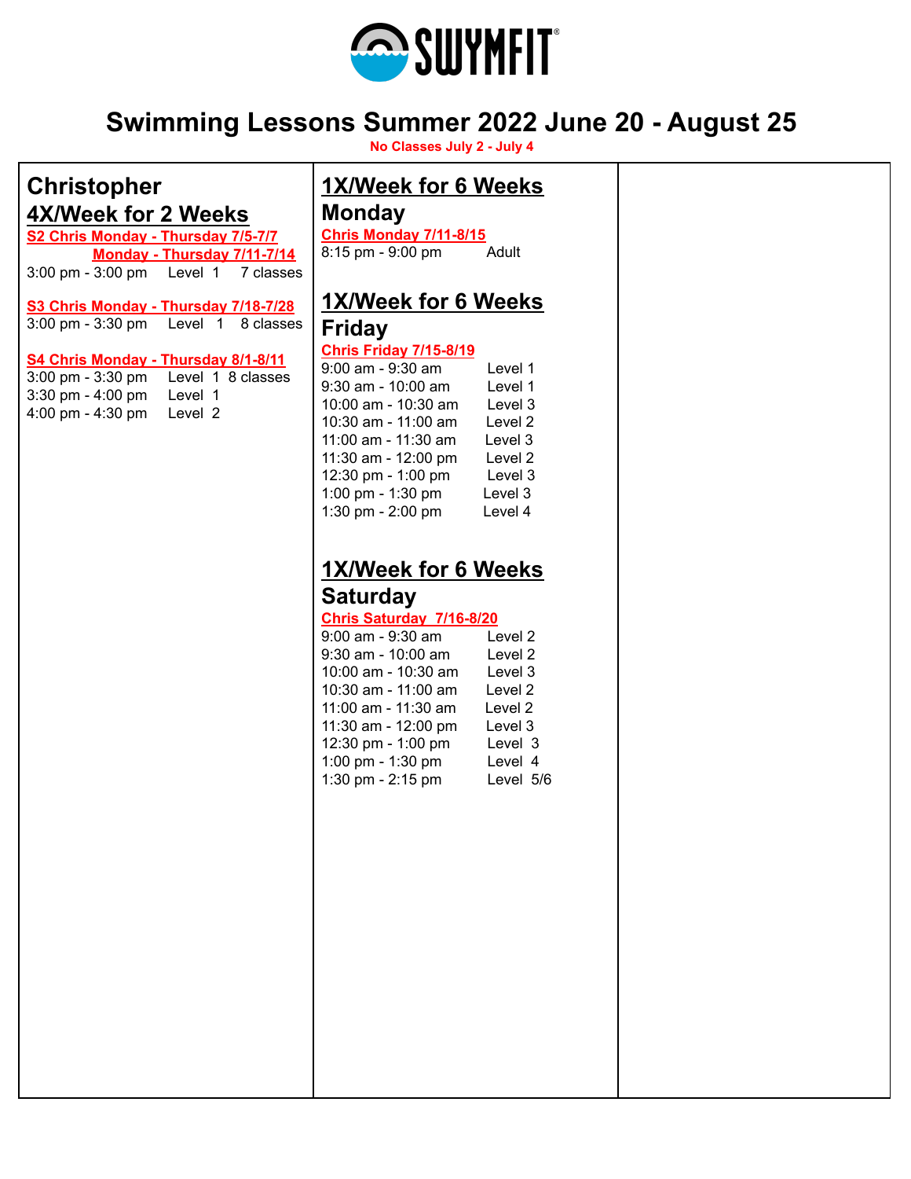SWYMFIT®

# Swimming Lessons Summer 2022 June 20 - August 25

**No Classes July 2 - July 4**

## Christopher

### 4X/Week for 2 Weeks

**S2 Chris Monday - Thursday 7/5-7/7**
**Monday - Thursday 7/11-7/14**

3:00 pm - 3:00 pm Level 1 7 classes

**S3 Chris Monday - Thursday 7/18-7/28**

3:00 pm - 3:30 pm Level 1 8 classes

**S4 Chris Monday - Thursday 8/1-8/11**

3:00 pm - 3:30 pm Level 1 8 classes
3:30 pm - 4:00 pm Level 1
4:00 pm - 4:30 pm Level 2

### 1X/Week for 6 Weeks

### Monday

**Chris Monday 7/11-8/15**

8:15 pm - 9:00 pm Adult

### 1X/Week for 6 Weeks

### Friday

**Chris Friday 7/15-8/19**

| Time | Level |
|---|---|
| 9:00 am - 9:30 am | Level 1 |
| 9:30 am - 10:00 am | Level 1 |
| 10:00 am - 10:30 am | Level 3 |
| 10:30 am - 11:00 am | Level 2 |
| 11:00 am - 11:30 am | Level 3 |
| 11:30 am - 12:00 pm | Level 2 |
| 12:30 pm - 1:00 pm | Level 3 |
| 1:00 pm - 1:30 pm | Level 3 |
| 1:30 pm - 2:00 pm | Level 4 |

### 1X/Week for 6 Weeks

### Saturday

**Chris Saturday 7/16-8/20**

| Time | Level |
|---|---|
| 9:00 am - 9:30 am | Level 2 |
| 9:30 am - 10:00 am | Level 2 |
| 10:00 am - 10:30 am | Level 3 |
| 10:30 am - 11:00 am | Level 2 |
| 11:00 am - 11:30 am | Level 2 |
| 11:30 am - 12:00 pm | Level 3 |
| 12:30 pm - 1:00 pm | Level 3 |
| 1:00 pm - 1:30 pm | Level 4 |
| 1:30 pm - 2:15 pm | Level 5/6 |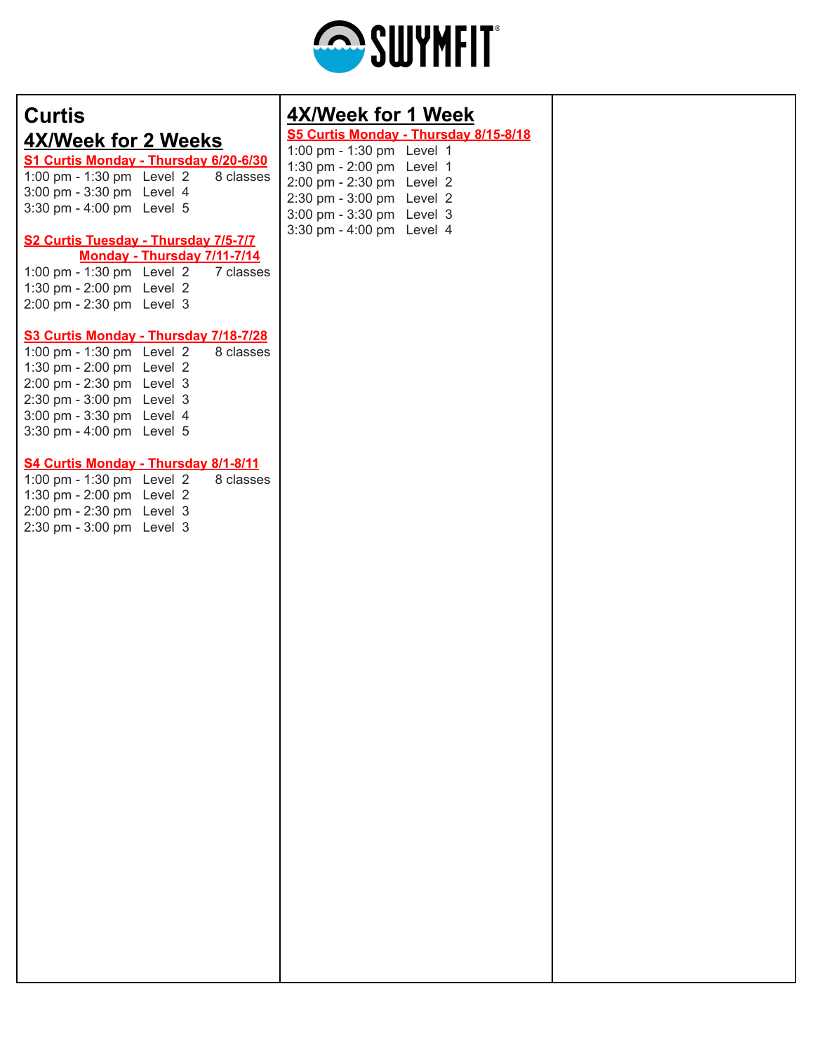# Curtis

## 4X/Week for 2 Weeks

**S1 Curtis Monday - Thursday 6/20-6/30**

1:00 pm - 1:30 pm Level 2 8 classes
3:00 pm - 3:30 pm Level 4
3:30 pm - 4:00 pm Level 5

**S2 Curtis Tuesday - Thursday 7/5-7/7**
**Monday - Thursday 7/11-7/14**

1:00 pm - 1:30 pm Level 2 7 classes
1:30 pm - 2:00 pm Level 2
2:00 pm - 2:30 pm Level 3

**S3 Curtis Monday - Thursday 7/18-7/28**

1:00 pm - 1:30 pm Level 2 8 classes
1:30 pm - 2:00 pm Level 2
2:00 pm - 2:30 pm Level 3
2:30 pm - 3:00 pm Level 3
3:00 pm - 3:30 pm Level 4
3:30 pm - 4:00 pm Level 5

**S4 Curtis Monday - Thursday 8/1-8/11**

1:00 pm - 1:30 pm Level 2 8 classes
1:30 pm - 2:00 pm Level 2
2:00 pm - 2:30 pm Level 3
2:30 pm - 3:00 pm Level 3

## 4X/Week for 1 Week

**S5 Curtis Monday - Thursday 8/15-8/18**

1:00 pm - 1:30 pm Level 1
1:30 pm - 2:00 pm Level 1
2:00 pm - 2:30 pm Level 2
2:30 pm - 3:00 pm Level 2
3:00 pm - 3:30 pm Level 3
3:30 pm - 4:00 pm Level 4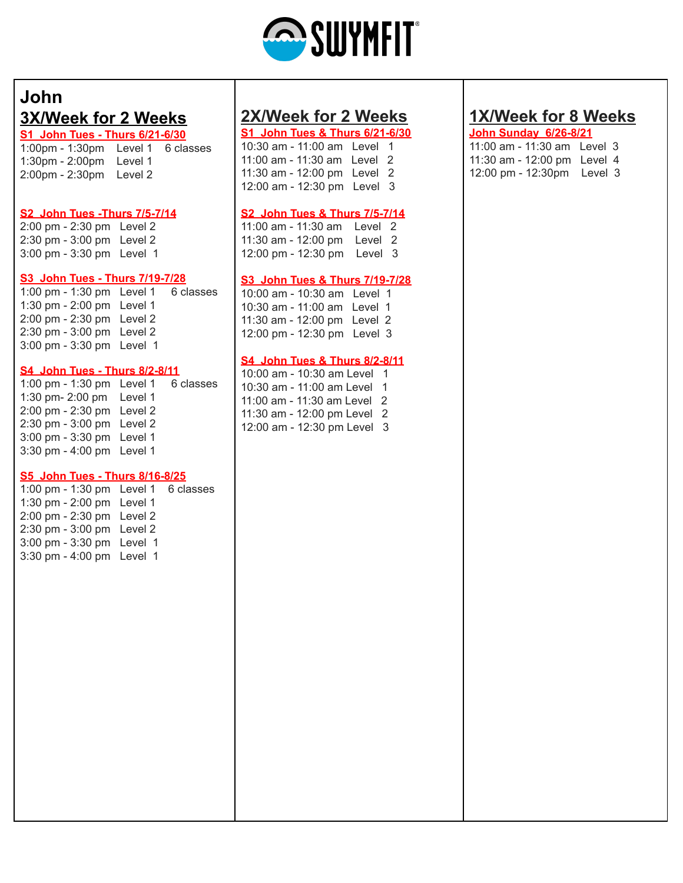SWYMFIT®

# John

## 3X/Week for 2 Weeks

**S1 John Tues - Thurs 6/21-6/30**

1:00pm - 1:30pm Level 1 6 classes
1:30pm - 2:00pm Level 1
2:00pm - 2:30pm Level 2

**S2 John Tues -Thurs 7/5-7/14**

2:00 pm - 2:30 pm Level 2
2:30 pm - 3:00 pm Level 2
3:00 pm - 3:30 pm Level 1

**S3 John Tues - Thurs 7/19-7/28**

1:00 pm - 1:30 pm Level 1 6 classes
1:30 pm - 2:00 pm Level 1
2:00 pm - 2:30 pm Level 2
2:30 pm - 3:00 pm Level 2
3:00 pm - 3:30 pm Level 1

**S4 John Tues - Thurs 8/2-8/11**

1:00 pm - 1:30 pm Level 1 6 classes
1:30 pm- 2:00 pm Level 1
2:00 pm - 2:30 pm Level 2
2:30 pm - 3:00 pm Level 2
3:00 pm - 3:30 pm Level 1
3:30 pm - 4:00 pm Level 1

**S5 John Tues - Thurs 8/16-8/25**

1:00 pm - 1:30 pm Level 1 6 classes
1:30 pm - 2:00 pm Level 1
2:00 pm - 2:30 pm Level 2
2:30 pm - 3:00 pm Level 2
3:00 pm - 3:30 pm Level 1
3:30 pm - 4:00 pm Level 1

## 2X/Week for 2 Weeks

**S1 John Tues & Thurs 6/21-6/30**

10:30 am - 11:00 am Level 1
11:00 am - 11:30 am Level 2
11:30 am - 12:00 pm Level 2
12:00 am - 12:30 pm Level 3

**S2 John Tues & Thurs 7/5-7/14**

11:00 am - 11:30 am Level 2
11:30 am - 12:00 pm Level 2
12:00 pm - 12:30 pm Level 3

**S3 John Tues & Thurs 7/19-7/28**

10:00 am - 10:30 am Level 1
10:30 am - 11:00 am Level 1
11:30 am - 12:00 pm Level 2
12:00 pm - 12:30 pm Level 3

**S4 John Tues & Thurs 8/2-8/11**

10:00 am - 10:30 am Level 1
10:30 am - 11:00 am Level 1
11:00 am - 11:30 am Level 2
11:30 am - 12:00 pm Level 2
12:00 am - 12:30 pm Level 3

## 1X/Week for 8 Weeks

**John Sunday 6/26-8/21**

11:00 am - 11:30 am Level 3
11:30 am - 12:00 pm Level 4
12:00 pm - 12:30pm Level 3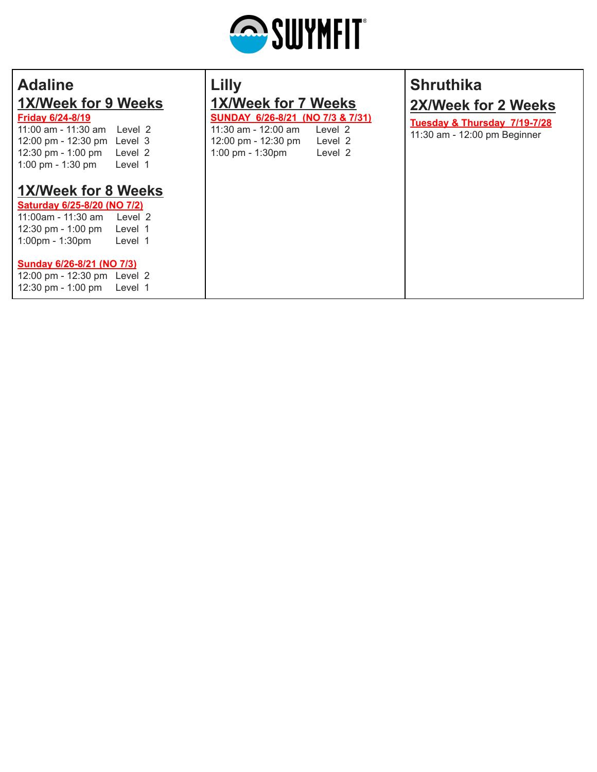SWYMFIT®

| Adaline | Lilly | Shruthika |
|---|---|---|
| **1X/Week for 9 Weeks** | **1X/Week for 7 Weeks** | **2X/Week for 2 Weeks** |
| **Friday 6/24-8/19** | **SUNDAY 6/26-8/21 (NO 7/3 & 7/31)** | **Tuesday & Thursday 7/19-7/28** |
| 11:00 am - 11:30 am Level 2 | 11:30 am - 12:00 am Level 2 | 11:30 am - 12:00 pm Beginner |
| 12:00 pm - 12:30 pm Level 3 | 12:00 pm - 12:30 pm Level 2 | |
| 12:30 pm - 1:00 pm Level 2 | 1:00 pm - 1:30pm Level 2 | |
| 1:00 pm - 1:30 pm Level 1 | | |
| **1X/Week for 8 Weeks** | | |
| **Saturday 6/25-8/20 (NO 7/2)** | | |
| 11:00am - 11:30 am Level 2 | | |
| 12:30 pm - 1:00 pm Level 1 | | |
| 1:00pm - 1:30pm Level 1 | | |
| **Sunday 6/26-8/21 (NO 7/3)** | | |
| 12:00 pm - 12:30 pm Level 2 | | |
| 12:30 pm - 1:00 pm Level 1 | | |